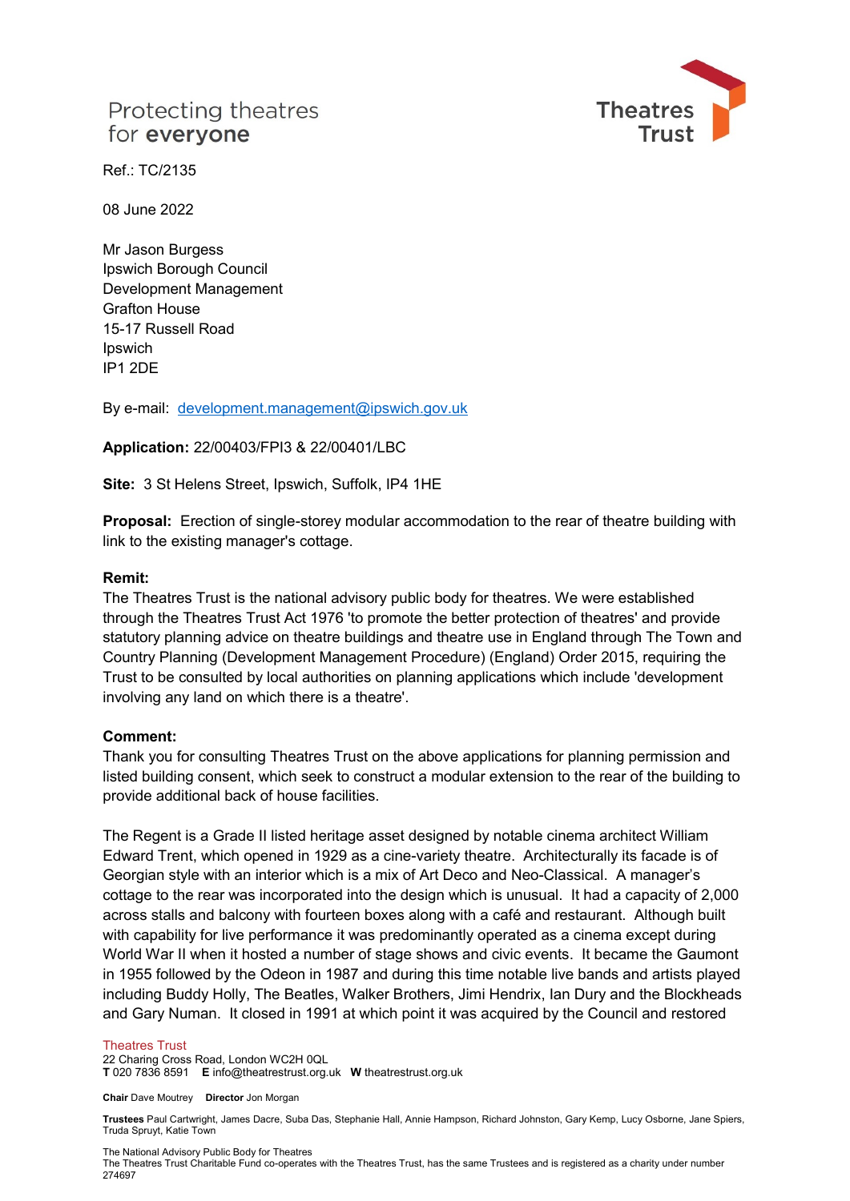Protecting theatres
for **everyone**

Theatres
Trust

Ref.: TC/2135

08 June 2022

Mr Jason Burgess
Ipswich Borough Council
Development Management
Grafton House
15-17 Russell Road
Ipswich
IP1 2DE

By e-mail: development.management@ipswich.gov.uk

**Application:** 22/00403/FPI3 & 22/00401/LBC

**Site:** 3 St Helens Street, Ipswich, Suffolk, IP4 1HE

**Proposal:** Erection of single-storey modular accommodation to the rear of theatre building with link to the existing manager's cottage.

**Remit:**
The Theatres Trust is the national advisory public body for theatres. We were established through the Theatres Trust Act 1976 'to promote the better protection of theatres' and provide statutory planning advice on theatre buildings and theatre use in England through The Town and Country Planning (Development Management Procedure) (England) Order 2015, requiring the Trust to be consulted by local authorities on planning applications which include 'development involving any land on which there is a theatre'.

**Comment:**
Thank you for consulting Theatres Trust on the above applications for planning permission and listed building consent, which seek to construct a modular extension to the rear of the building to provide additional back of house facilities.

The Regent is a Grade II listed heritage asset designed by notable cinema architect William Edward Trent, which opened in 1929 as a cine-variety theatre. Architecturally its facade is of Georgian style with an interior which is a mix of Art Deco and Neo-Classical. A manager's cottage to the rear was incorporated into the design which is unusual. It had a capacity of 2,000 across stalls and balcony with fourteen boxes along with a café and restaurant. Although built with capability for live performance it was predominantly operated as a cinema except during World War II when it hosted a number of stage shows and civic events. It became the Gaumont in 1955 followed by the Odeon in 1987 and during this time notable live bands and artists played including Buddy Holly, The Beatles, Walker Brothers, Jimi Hendrix, Ian Dury and the Blockheads and Gary Numan. It closed in 1991 at which point it was acquired by the Council and restored

Theatres Trust
22 Charing Cross Road, London WC2H 0QL
**T** 020 7836 8591 **E** info@theatrestrust.org.uk **W** theatrestrust.org.uk

**Chair** Dave Moutrey **Director** Jon Morgan

**Trustees** Paul Cartwright, James Dacre, Suba Das, Stephanie Hall, Annie Hampson, Richard Johnston, Gary Kemp, Lucy Osborne, Jane Spiers, Truda Spruyt, Katie Town

The National Advisory Public Body for Theatres
The Theatres Trust Charitable Fund co-operates with the Theatres Trust, has the same Trustees and is registered as a charity under number 274697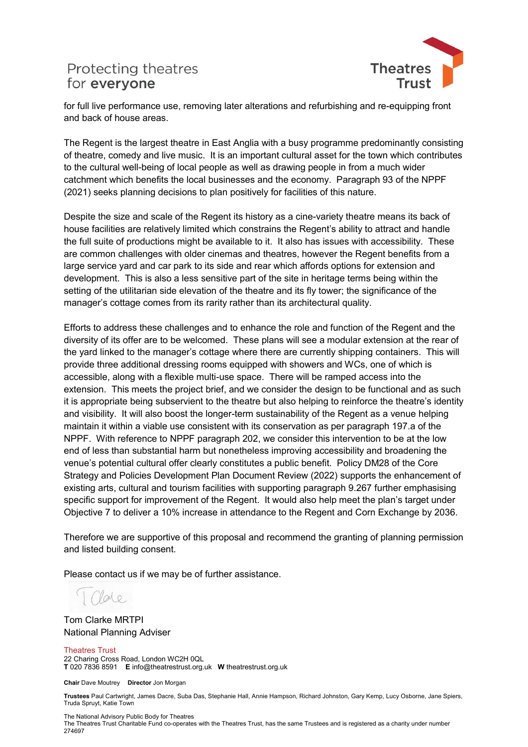for full live performance use, removing later alterations and refurbishing and re-equipping front and back of house areas.

The Regent is the largest theatre in East Anglia with a busy programme predominantly consisting of theatre, comedy and live music. It is an important cultural asset for the town which contributes to the cultural well-being of local people as well as drawing people in from a much wider catchment which benefits the local businesses and the economy. Paragraph 93 of the NPPF (2021) seeks planning decisions to plan positively for facilities of this nature.

Despite the size and scale of the Regent its history as a cine-variety theatre means its back of house facilities are relatively limited which constrains the Regent's ability to attract and handle the full suite of productions might be available to it. It also has issues with accessibility. These are common challenges with older cinemas and theatres, however the Regent benefits from a large service yard and car park to its side and rear which affords options for extension and development. This is also a less sensitive part of the site in heritage terms being within the setting of the utilitarian side elevation of the theatre and its fly tower; the significance of the manager's cottage comes from its rarity rather than its architectural quality.

Efforts to address these challenges and to enhance the role and function of the Regent and the diversity of its offer are to be welcomed. These plans will see a modular extension at the rear of the yard linked to the manager's cottage where there are currently shipping containers. This will provide three additional dressing rooms equipped with showers and WCs, one of which is accessible, along with a flexible multi-use space. There will be ramped access into the extension. This meets the project brief, and we consider the design to be functional and as such it is appropriate being subservient to the theatre but also helping to reinforce the theatre's identity and visibility. It will also boost the longer-term sustainability of the Regent as a venue helping maintain it within a viable use consistent with its conservation as per paragraph 197.a of the NPPF. With reference to NPPF paragraph 202, we consider this intervention to be at the low end of less than substantial harm but nonetheless improving accessibility and broadening the venue's potential cultural offer clearly constitutes a public benefit. Policy DM28 of the Core Strategy and Policies Development Plan Document Review (2022) supports the enhancement of existing arts, cultural and tourism facilities with supporting paragraph 9.267 further emphasising specific support for improvement of the Regent. It would also help meet the plan's target under Objective 7 to deliver a 10% increase in attendance to the Regent and Corn Exchange by 2036.

Therefore we are supportive of this proposal and recommend the granting of planning permission and listed building consent.

Please contact us if we may be of further assistance.

T Clarke

Tom Clarke MRTPI
National Planning Adviser

Theatres Trust
22 Charing Cross Road, London WC2H 0QL
**T** 020 7836 8591 **E** info@theatrestrust.org.uk **W** theatrestrust.org.uk

**Chair** Dave Moutrey **Director** Jon Morgan

**Trustees** Paul Cartwright, James Dacre, Suba Das, Stephanie Hall, Annie Hampson, Richard Johnston, Gary Kemp, Lucy Osborne, Jane Spiers, Truda Spruyt, Katie Town

The National Advisory Public Body for Theatres
The Theatres Trust Charitable Fund co-operates with the Theatres Trust, has the same Trustees and is registered as a charity under number 274697